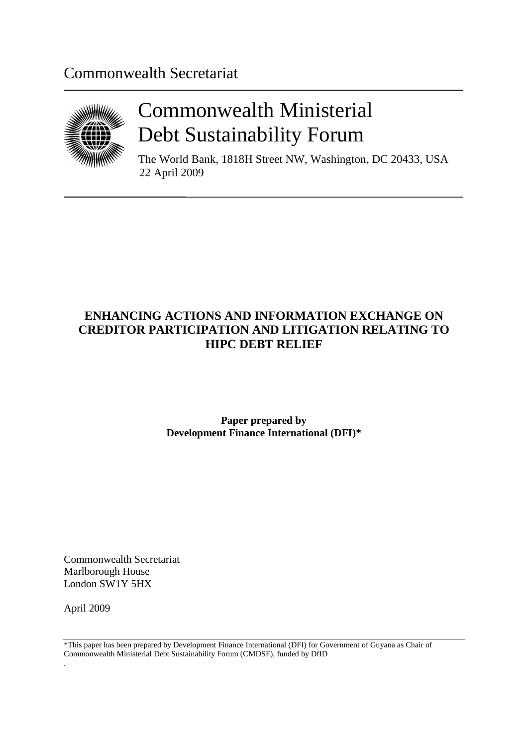Commonwealth Secretariat

# Commonwealth Ministerial Debt Sustainability Forum

The World Bank, 1818H Street NW, Washington, DC 20433, USA
22 April 2009

## ENHANCING ACTIONS AND INFORMATION EXCHANGE ON CREDITOR PARTICIPATION AND LITIGATION RELATING TO HIPC DEBT RELIEF

**Paper prepared by**
**Development Finance International (DFI)***

Commonwealth Secretariat
Marlborough House
London SW1Y 5HX

April 2009

*This paper has been prepared by Development Finance International (DFI) for Government of Guyana as Chair of Commonwealth Ministerial Debt Sustainability Forum (CMDSF), funded by DfID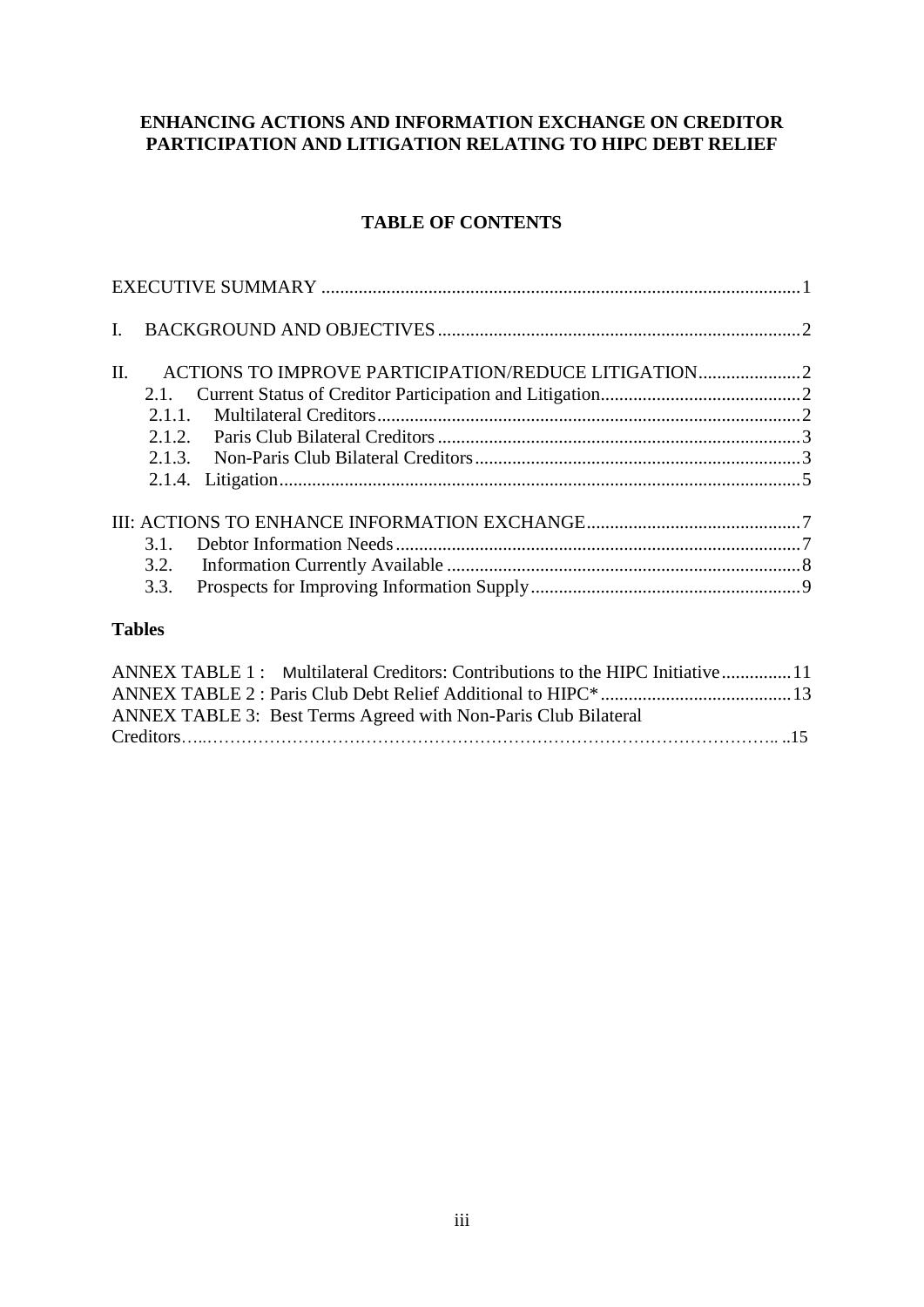**ENHANCING ACTIONS AND INFORMATION EXCHANGE ON CREDITOR PARTICIPATION AND LITIGATION RELATING TO HIPC DEBT RELIEF**

**TABLE OF CONTENTS**

EXECUTIVE SUMMARY ....................................................................................................... 1

I. BACKGROUND AND OBJECTIVES ............................................................................. 2

II. ACTIONS TO IMPROVE PARTICIPATION/REDUCE LITIGATION ...................... 2
- 2.1. Current Status of Creditor Participation and Litigation ........................................... 2
- 2.1.1. Multilateral Creditors ........................................................................................... 2
- 2.1.2. Paris Club Bilateral Creditors .............................................................................. 3
- 2.1.3. Non-Paris Club Bilateral Creditors ...................................................................... 3
- 2.1.4. Litigation ................................................................................................................. 5

III: ACTIONS TO ENHANCE INFORMATION EXCHANGE ............................................ 7
- 3.1. Debtor Information Needs ........................................................................................ 7
- 3.2. Information Currently Available ............................................................................. 8
- 3.3. Prospects for Improving Information Supply .......................................................... 9

**Tables**

ANNEX TABLE 1 : Multilateral Creditors: Contributions to the HIPC Initiative ............... 11
ANNEX TABLE 2 : Paris Club Debt Relief Additional to HIPC* ......................................... 13
ANNEX TABLE 3: Best Terms Agreed with Non-Paris Club Bilateral Creditors…..………………………………………………………………………………….. ..15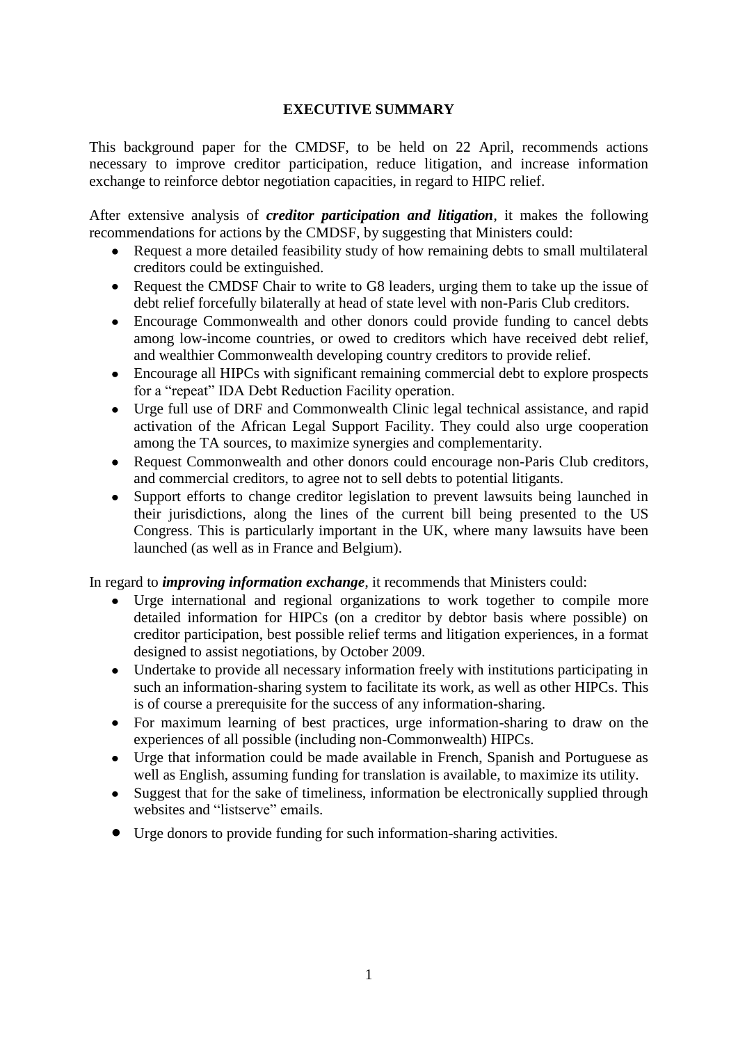## EXECUTIVE SUMMARY

This background paper for the CMDSF, to be held on 22 April, recommends actions necessary to improve creditor participation, reduce litigation, and increase information exchange to reinforce debtor negotiation capacities, in regard to HIPC relief.

After extensive analysis of ***creditor participation and litigation***, it makes the following recommendations for actions by the CMDSF, by suggesting that Ministers could:

- Request a more detailed feasibility study of how remaining debts to small multilateral creditors could be extinguished.
- Request the CMDSF Chair to write to G8 leaders, urging them to take up the issue of debt relief forcefully bilaterally at head of state level with non-Paris Club creditors.
- Encourage Commonwealth and other donors could provide funding to cancel debts among low-income countries, or owed to creditors which have received debt relief, and wealthier Commonwealth developing country creditors to provide relief.
- Encourage all HIPCs with significant remaining commercial debt to explore prospects for a "repeat" IDA Debt Reduction Facility operation.
- Urge full use of DRF and Commonwealth Clinic legal technical assistance, and rapid activation of the African Legal Support Facility. They could also urge cooperation among the TA sources, to maximize synergies and complementarity.
- Request Commonwealth and other donors could encourage non-Paris Club creditors, and commercial creditors, to agree not to sell debts to potential litigants.
- Support efforts to change creditor legislation to prevent lawsuits being launched in their jurisdictions, along the lines of the current bill being presented to the US Congress. This is particularly important in the UK, where many lawsuits have been launched (as well as in France and Belgium).

In regard to ***improving information exchange***, it recommends that Ministers could:

- Urge international and regional organizations to work together to compile more detailed information for HIPCs (on a creditor by debtor basis where possible) on creditor participation, best possible relief terms and litigation experiences, in a format designed to assist negotiations, by October 2009.
- Undertake to provide all necessary information freely with institutions participating in such an information-sharing system to facilitate its work, as well as other HIPCs. This is of course a prerequisite for the success of any information-sharing.
- For maximum learning of best practices, urge information-sharing to draw on the experiences of all possible (including non-Commonwealth) HIPCs.
- Urge that information could be made available in French, Spanish and Portuguese as well as English, assuming funding for translation is available, to maximize its utility.
- Suggest that for the sake of timeliness, information be electronically supplied through websites and "listserve" emails.
- Urge donors to provide funding for such information-sharing activities.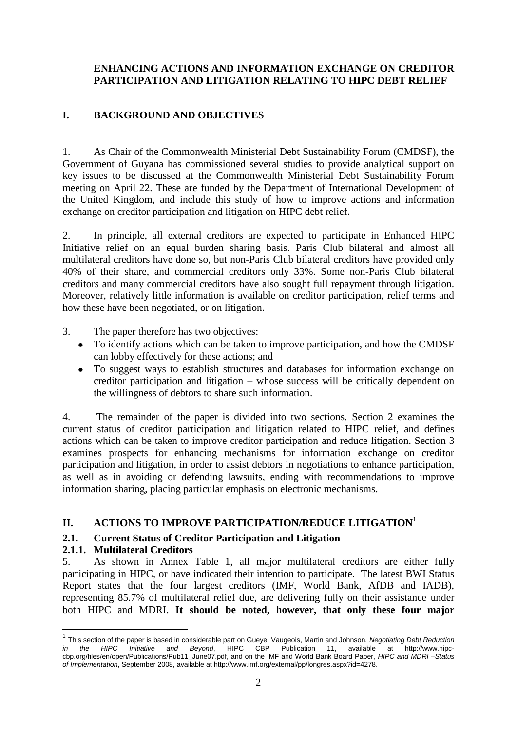**ENHANCING ACTIONS AND INFORMATION EXCHANGE ON CREDITOR PARTICIPATION AND LITIGATION RELATING TO HIPC DEBT RELIEF**

## I. BACKGROUND AND OBJECTIVES

1. As Chair of the Commonwealth Ministerial Debt Sustainability Forum (CMDSF), the Government of Guyana has commissioned several studies to provide analytical support on key issues to be discussed at the Commonwealth Ministerial Debt Sustainability Forum meeting on April 22. These are funded by the Department of International Development of the United Kingdom, and include this study of how to improve actions and information exchange on creditor participation and litigation on HIPC debt relief.

2. In principle, all external creditors are expected to participate in Enhanced HIPC Initiative relief on an equal burden sharing basis. Paris Club bilateral and almost all multilateral creditors have done so, but non-Paris Club bilateral creditors have provided only 40% of their share, and commercial creditors only 33%. Some non-Paris Club bilateral creditors and many commercial creditors have also sought full repayment through litigation. Moreover, relatively little information is available on creditor participation, relief terms and how these have been negotiated, or on litigation.

3. The paper therefore has two objectives:

- To identify actions which can be taken to improve participation, and how the CMDSF can lobby effectively for these actions; and
- To suggest ways to establish structures and databases for information exchange on creditor participation and litigation – whose success will be critically dependent on the willingness of debtors to share such information.

4. The remainder of the paper is divided into two sections. Section 2 examines the current status of creditor participation and litigation related to HIPC relief, and defines actions which can be taken to improve creditor participation and reduce litigation. Section 3 examines prospects for enhancing mechanisms for information exchange on creditor participation and litigation, in order to assist debtors in negotiations to enhance participation, as well as in avoiding or defending lawsuits, ending with recommendations to improve information sharing, placing particular emphasis on electronic mechanisms.

## II. ACTIONS TO IMPROVE PARTICIPATION/REDUCE LITIGATION[1]

### 2.1. Current Status of Creditor Participation and Litigation

#### 2.1.1. Multilateral Creditors

5. As shown in Annex Table 1, all major multilateral creditors are either fully participating in HIPC, or have indicated their intention to participate. The latest BWI Status Report states that the four largest creditors (IMF, World Bank, AfDB and IADB), representing 85.7% of multilateral relief due, are delivering fully on their assistance under both HIPC and MDRI. **It should be noted, however, that only these four major**

[1] This section of the paper is based in considerable part on Gueye, Vaugeois, Martin and Johnson, *Negotiating Debt Reduction in the HIPC Initiative and Beyond*, HIPC CBP Publication 11, available at http://www.hipc-cbp.org/files/en/open/Publications/Pub11_June07.pdf, and on the IMF and World Bank Board Paper, *HIPC and MDRI –Status of Implementation*, September 2008, available at http://www.imf.org/external/pp/longres.aspx?id=4278.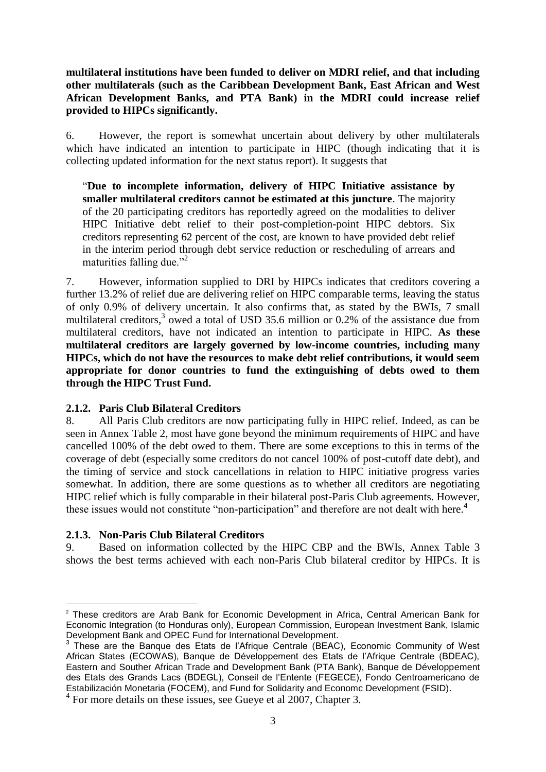**multilateral institutions have been funded to deliver on MDRI relief, and that including other multilaterals (such as the Caribbean Development Bank, East African and West African Development Banks, and PTA Bank) in the MDRI could increase relief provided to HIPCs significantly.**

6. However, the report is somewhat uncertain about delivery by other multilaterals which have indicated an intention to participate in HIPC (though indicating that it is collecting updated information for the next status report). It suggests that

> "**Due to incomplete information, delivery of HIPC Initiative assistance by smaller multilateral creditors cannot be estimated at this juncture**. The majority of the 20 participating creditors has reportedly agreed on the modalities to deliver HIPC Initiative debt relief to their post-completion-point HIPC debtors. Six creditors representing 62 percent of the cost, are known to have provided debt relief in the interim period through debt service reduction or rescheduling of arrears and maturities falling due."[2]

7. However, information supplied to DRI by HIPCs indicates that creditors covering a further 13.2% of relief due are delivering relief on HIPC comparable terms, leaving the status of only 0.9% of delivery uncertain. It also confirms that, as stated by the BWIs, 7 small multilateral creditors,[3] owed a total of USD 35.6 million or 0.2% of the assistance due from multilateral creditors, have not indicated an intention to participate in HIPC. **As these multilateral creditors are largely governed by low-income countries, including many HIPCs, which do not have the resources to make debt relief contributions, it would seem appropriate for donor countries to fund the extinguishing of debts owed to them through the HIPC Trust Fund.**

### 2.1.2. Paris Club Bilateral Creditors

8. All Paris Club creditors are now participating fully in HIPC relief. Indeed, as can be seen in Annex Table 2, most have gone beyond the minimum requirements of HIPC and have cancelled 100% of the debt owed to them. There are some exceptions to this in terms of the coverage of debt (especially some creditors do not cancel 100% of post-cutoff date debt), and the timing of service and stock cancellations in relation to HIPC initiative progress varies somewhat. In addition, there are some questions as to whether all creditors are negotiating HIPC relief which is fully comparable in their bilateral post-Paris Club agreements. However, these issues would not constitute "non-participation" and therefore are not dealt with here.[4]

### 2.1.3. Non-Paris Club Bilateral Creditors

9. Based on information collected by the HIPC CBP and the BWIs, Annex Table 3 shows the best terms achieved with each non-Paris Club bilateral creditor by HIPCs. It is

---

[2] These creditors are Arab Bank for Economic Development in Africa, Central American Bank for Economic Integration (to Honduras only), European Commission, European Investment Bank, Islamic Development Bank and OPEC Fund for International Development.

[3] These are the Banque des Etats de l'Afrique Centrale (BEAC), Economic Community of West African States (ECOWAS), Banque de Développement des Etats de l'Afrique Centrale (BDEAC), Eastern and Souther African Trade and Development Bank (PTA Bank), Banque de Développement des Etats des Grands Lacs (BDEGL), Conseil de l'Entente (FEGECE), Fondo Centroamericano de Estabilización Monetaria (FOCEM), and Fund for Solidarity and Economc Development (FSID).

[4] For more details on these issues, see Gueye et al 2007, Chapter 3.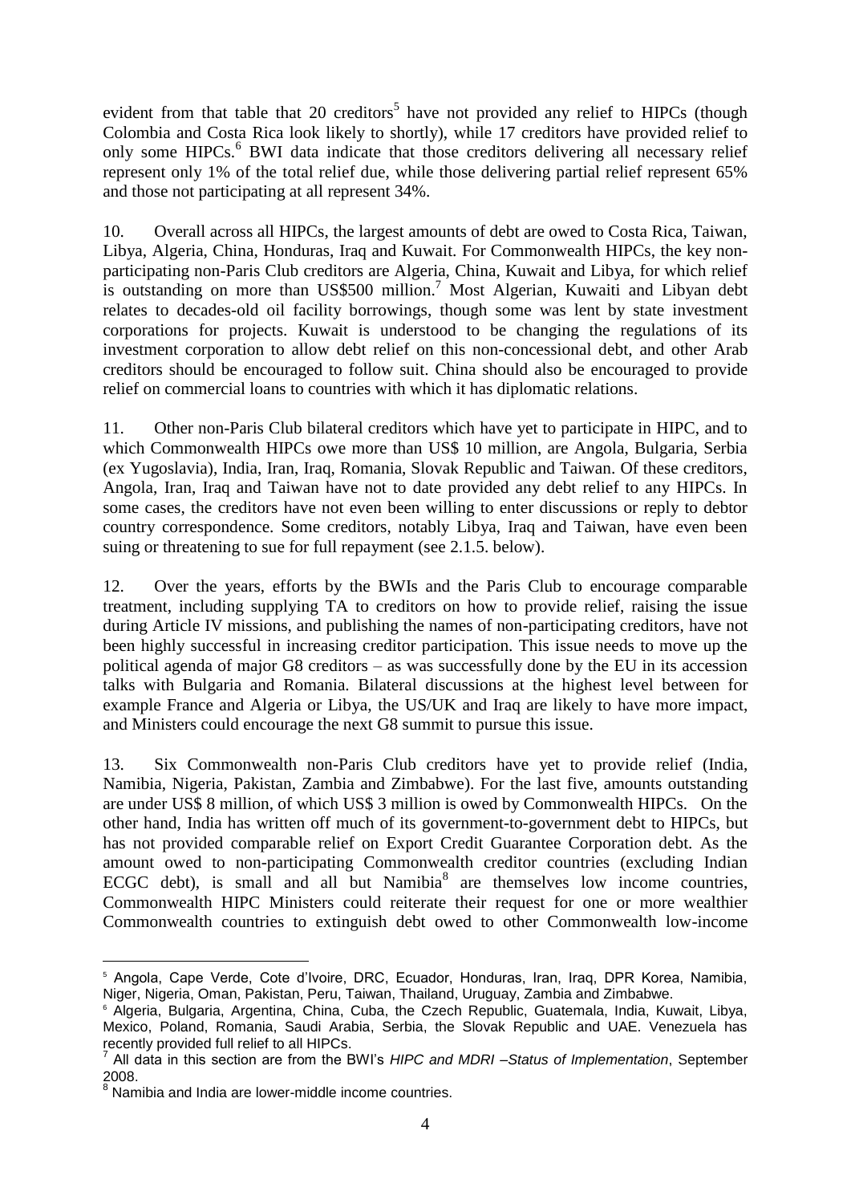evident from that table that 20 creditors[5] have not provided any relief to HIPCs (though Colombia and Costa Rica look likely to shortly), while 17 creditors have provided relief to only some HIPCs.[6] BWI data indicate that those creditors delivering all necessary relief represent only 1% of the total relief due, while those delivering partial relief represent 65% and those not participating at all represent 34%.

10. Overall across all HIPCs, the largest amounts of debt are owed to Costa Rica, Taiwan, Libya, Algeria, China, Honduras, Iraq and Kuwait. For Commonwealth HIPCs, the key non-participating non-Paris Club creditors are Algeria, China, Kuwait and Libya, for which relief is outstanding on more than US$500 million.[7] Most Algerian, Kuwaiti and Libyan debt relates to decades-old oil facility borrowings, though some was lent by state investment corporations for projects. Kuwait is understood to be changing the regulations of its investment corporation to allow debt relief on this non-concessional debt, and other Arab creditors should be encouraged to follow suit. China should also be encouraged to provide relief on commercial loans to countries with which it has diplomatic relations.

11. Other non-Paris Club bilateral creditors which have yet to participate in HIPC, and to which Commonwealth HIPCs owe more than US$ 10 million, are Angola, Bulgaria, Serbia (ex Yugoslavia), India, Iran, Iraq, Romania, Slovak Republic and Taiwan. Of these creditors, Angola, Iran, Iraq and Taiwan have not to date provided any debt relief to any HIPCs. In some cases, the creditors have not even been willing to enter discussions or reply to debtor country correspondence. Some creditors, notably Libya, Iraq and Taiwan, have even been suing or threatening to sue for full repayment (see 2.1.5. below).

12. Over the years, efforts by the BWIs and the Paris Club to encourage comparable treatment, including supplying TA to creditors on how to provide relief, raising the issue during Article IV missions, and publishing the names of non-participating creditors, have not been highly successful in increasing creditor participation. This issue needs to move up the political agenda of major G8 creditors – as was successfully done by the EU in its accession talks with Bulgaria and Romania. Bilateral discussions at the highest level between for example France and Algeria or Libya, the US/UK and Iraq are likely to have more impact, and Ministers could encourage the next G8 summit to pursue this issue.

13. Six Commonwealth non-Paris Club creditors have yet to provide relief (India, Namibia, Nigeria, Pakistan, Zambia and Zimbabwe). For the last five, amounts outstanding are under US$ 8 million, of which US$ 3 million is owed by Commonwealth HIPCs. On the other hand, India has written off much of its government-to-government debt to HIPCs, but has not provided comparable relief on Export Credit Guarantee Corporation debt. As the amount owed to non-participating Commonwealth creditor countries (excluding Indian ECGC debt), is small and all but Namibia[8] are themselves low income countries, Commonwealth HIPC Ministers could reiterate their request for one or more wealthier Commonwealth countries to extinguish debt owed to other Commonwealth low-income

---

[5] Angola, Cape Verde, Cote d'Ivoire, DRC, Ecuador, Honduras, Iran, Iraq, DPR Korea, Namibia, Niger, Nigeria, Oman, Pakistan, Peru, Taiwan, Thailand, Uruguay, Zambia and Zimbabwe.

[6] Algeria, Bulgaria, Argentina, China, Cuba, the Czech Republic, Guatemala, India, Kuwait, Libya, Mexico, Poland, Romania, Saudi Arabia, Serbia, the Slovak Republic and UAE. Venezuela has recently provided full relief to all HIPCs.

[7] All data in this section are from the BWI's *HIPC and MDRI –Status of Implementation*, September 2008.

[8] Namibia and India are lower-middle income countries.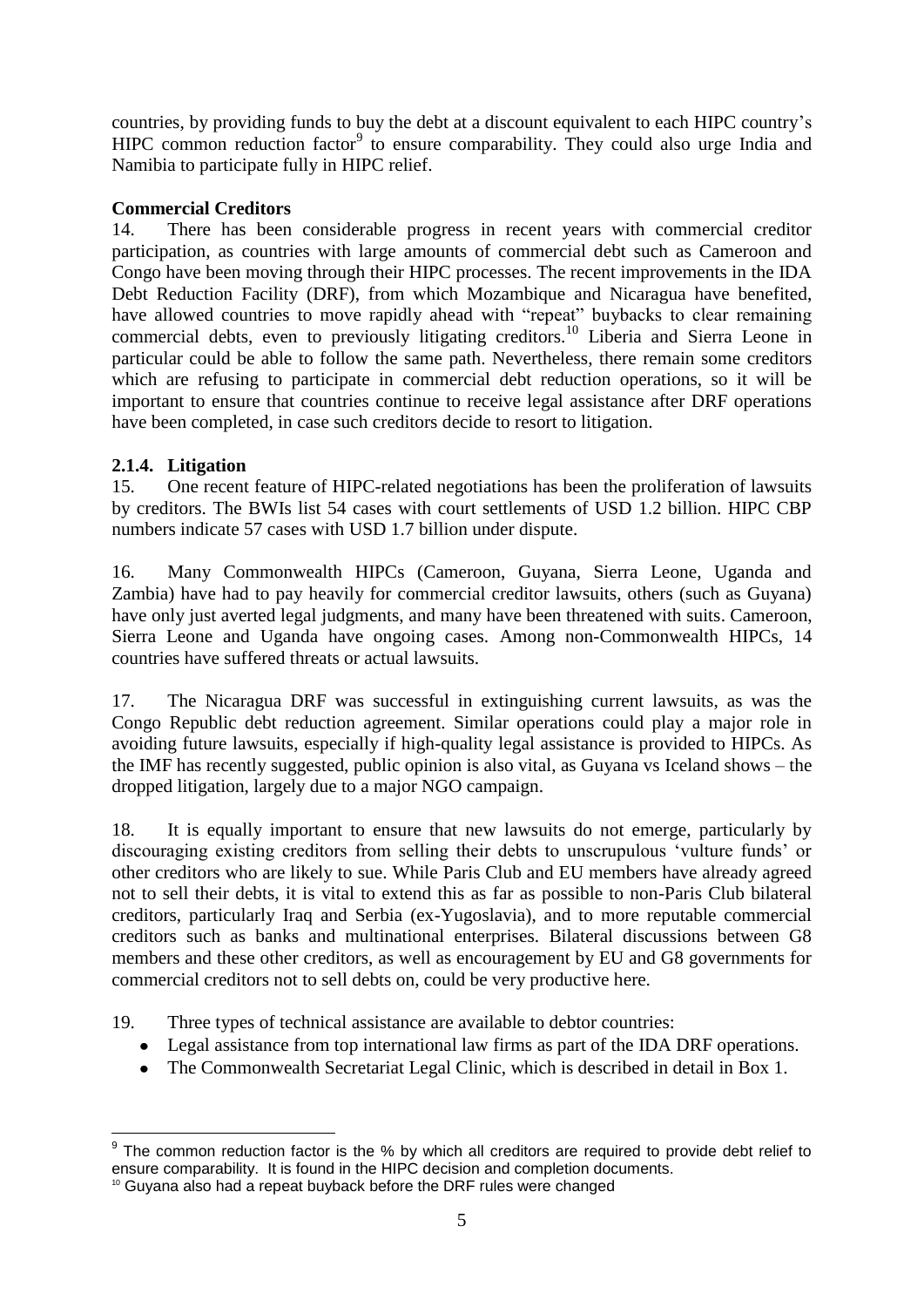countries, by providing funds to buy the debt at a discount equivalent to each HIPC country's HIPC common reduction factor[9] to ensure comparability. They could also urge India and Namibia to participate fully in HIPC relief.

**Commercial Creditors**

14. There has been considerable progress in recent years with commercial creditor participation, as countries with large amounts of commercial debt such as Cameroon and Congo have been moving through their HIPC processes. The recent improvements in the IDA Debt Reduction Facility (DRF), from which Mozambique and Nicaragua have benefited, have allowed countries to move rapidly ahead with "repeat" buybacks to clear remaining commercial debts, even to previously litigating creditors.[10] Liberia and Sierra Leone in particular could be able to follow the same path. Nevertheless, there remain some creditors which are refusing to participate in commercial debt reduction operations, so it will be important to ensure that countries continue to receive legal assistance after DRF operations have been completed, in case such creditors decide to resort to litigation.

### 2.1.4. Litigation

15. One recent feature of HIPC-related negotiations has been the proliferation of lawsuits by creditors. The BWIs list 54 cases with court settlements of USD 1.2 billion. HIPC CBP numbers indicate 57 cases with USD 1.7 billion under dispute.

16. Many Commonwealth HIPCs (Cameroon, Guyana, Sierra Leone, Uganda and Zambia) have had to pay heavily for commercial creditor lawsuits, others (such as Guyana) have only just averted legal judgments, and many have been threatened with suits. Cameroon, Sierra Leone and Uganda have ongoing cases. Among non-Commonwealth HIPCs, 14 countries have suffered threats or actual lawsuits.

17. The Nicaragua DRF was successful in extinguishing current lawsuits, as was the Congo Republic debt reduction agreement. Similar operations could play a major role in avoiding future lawsuits, especially if high-quality legal assistance is provided to HIPCs. As the IMF has recently suggested, public opinion is also vital, as Guyana vs Iceland shows – the dropped litigation, largely due to a major NGO campaign.

18. It is equally important to ensure that new lawsuits do not emerge, particularly by discouraging existing creditors from selling their debts to unscrupulous 'vulture funds' or other creditors who are likely to sue. While Paris Club and EU members have already agreed not to sell their debts, it is vital to extend this as far as possible to non-Paris Club bilateral creditors, particularly Iraq and Serbia (ex-Yugoslavia), and to more reputable commercial creditors such as banks and multinational enterprises. Bilateral discussions between G8 members and these other creditors, as well as encouragement by EU and G8 governments for commercial creditors not to sell debts on, could be very productive here.

19. Three types of technical assistance are available to debtor countries:

- Legal assistance from top international law firms as part of the IDA DRF operations.
- The Commonwealth Secretariat Legal Clinic, which is described in detail in Box 1.

---

[9] The common reduction factor is the % by which all creditors are required to provide debt relief to ensure comparability. It is found in the HIPC decision and completion documents.

[10] Guyana also had a repeat buyback before the DRF rules were changed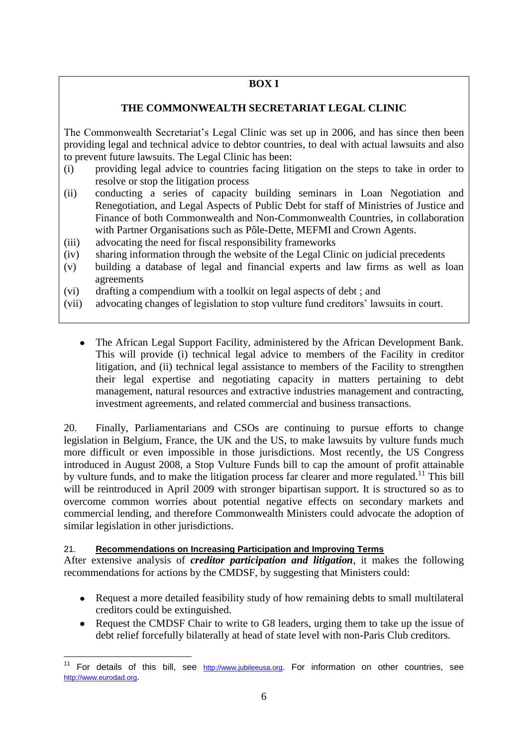**BOX I**

**THE COMMONWEALTH SECRETARIAT LEGAL CLINIC**

The Commonwealth Secretariat's Legal Clinic was set up in 2006, and has since then been providing legal and technical advice to debtor countries, to deal with actual lawsuits and also to prevent future lawsuits. The Legal Clinic has been:

(i) providing legal advice to countries facing litigation on the steps to take in order to resolve or stop the litigation process
(ii) conducting a series of capacity building seminars in Loan Negotiation and Renegotiation, and Legal Aspects of Public Debt for staff of Ministries of Justice and Finance of both Commonwealth and Non-Commonwealth Countries, in collaboration with Partner Organisations such as Pôle-Dette, MEFMI and Crown Agents.
(iii) advocating the need for fiscal responsibility frameworks
(iv) sharing information through the website of the Legal Clinic on judicial precedents
(v) building a database of legal and financial experts and law firms as well as loan agreements
(vi) drafting a compendium with a toolkit on legal aspects of debt ; and
(vii) advocating changes of legislation to stop vulture fund creditors' lawsuits in court.

- The African Legal Support Facility, administered by the African Development Bank. This will provide (i) technical legal advice to members of the Facility in creditor litigation, and (ii) technical legal assistance to members of the Facility to strengthen their legal expertise and negotiating capacity in matters pertaining to debt management, natural resources and extractive industries management and contracting, investment agreements, and related commercial and business transactions.

20. Finally, Parliamentarians and CSOs are continuing to pursue efforts to change legislation in Belgium, France, the UK and the US, to make lawsuits by vulture funds much more difficult or even impossible in those jurisdictions. Most recently, the US Congress introduced in August 2008, a Stop Vulture Funds bill to cap the amount of profit attainable by vulture funds, and to make the litigation process far clearer and more regulated.[11] This bill will be reintroduced in April 2009 with stronger bipartisan support. It is structured so as to overcome common worries about potential negative effects on secondary markets and commercial lending, and therefore Commonwealth Ministers could advocate the adoption of similar legislation in other jurisdictions.

21. **Recommendations on Increasing Participation and Improving Terms**

After extensive analysis of ***creditor participation and litigation***, it makes the following recommendations for actions by the CMDSF, by suggesting that Ministers could:

- Request a more detailed feasibility study of how remaining debts to small multilateral creditors could be extinguished.
- Request the CMDSF Chair to write to G8 leaders, urging them to take up the issue of debt relief forcefully bilaterally at head of state level with non-Paris Club creditors.

---

[11] For details of this bill, see http://www.jubileeusa.org. For information on other countries, see http://www.eurodad.org.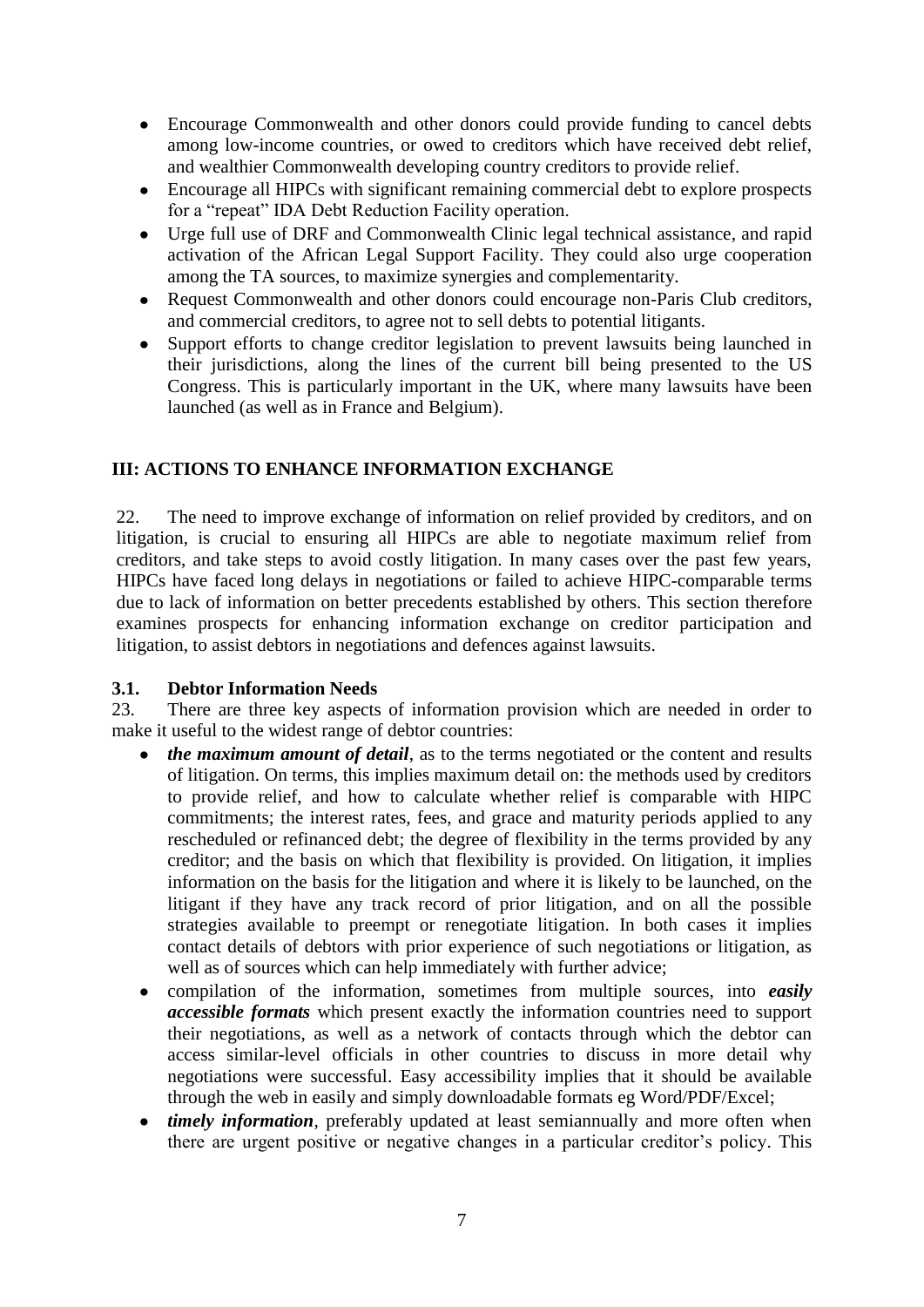- Encourage Commonwealth and other donors could provide funding to cancel debts among low-income countries, or owed to creditors which have received debt relief, and wealthier Commonwealth developing country creditors to provide relief.
- Encourage all HIPCs with significant remaining commercial debt to explore prospects for a "repeat" IDA Debt Reduction Facility operation.
- Urge full use of DRF and Commonwealth Clinic legal technical assistance, and rapid activation of the African Legal Support Facility. They could also urge cooperation among the TA sources, to maximize synergies and complementarity.
- Request Commonwealth and other donors could encourage non-Paris Club creditors, and commercial creditors, to agree not to sell debts to potential litigants.
- Support efforts to change creditor legislation to prevent lawsuits being launched in their jurisdictions, along the lines of the current bill being presented to the US Congress. This is particularly important in the UK, where many lawsuits have been launched (as well as in France and Belgium).

## III: ACTIONS TO ENHANCE INFORMATION EXCHANGE

22. The need to improve exchange of information on relief provided by creditors, and on litigation, is crucial to ensuring all HIPCs are able to negotiate maximum relief from creditors, and take steps to avoid costly litigation. In many cases over the past few years, HIPCs have faced long delays in negotiations or failed to achieve HIPC-comparable terms due to lack of information on better precedents established by others. This section therefore examines prospects for enhancing information exchange on creditor participation and litigation, to assist debtors in negotiations and defences against lawsuits.

### 3.1. Debtor Information Needs

23. There are three key aspects of information provision which are needed in order to make it useful to the widest range of debtor countries:

- ***the maximum amount of detail***, as to the terms negotiated or the content and results of litigation. On terms, this implies maximum detail on: the methods used by creditors to provide relief, and how to calculate whether relief is comparable with HIPC commitments; the interest rates, fees, and grace and maturity periods applied to any rescheduled or refinanced debt; the degree of flexibility in the terms provided by any creditor; and the basis on which that flexibility is provided. On litigation, it implies information on the basis for the litigation and where it is likely to be launched, on the litigant if they have any track record of prior litigation, and on all the possible strategies available to preempt or renegotiate litigation. In both cases it implies contact details of debtors with prior experience of such negotiations or litigation, as well as of sources which can help immediately with further advice;
- compilation of the information, sometimes from multiple sources, into ***easily accessible formats*** which present exactly the information countries need to support their negotiations, as well as a network of contacts through which the debtor can access similar-level officials in other countries to discuss in more detail why negotiations were successful. Easy accessibility implies that it should be available through the web in easily and simply downloadable formats eg Word/PDF/Excel;
- ***timely information***, preferably updated at least semiannually and more often when there are urgent positive or negative changes in a particular creditor's policy. This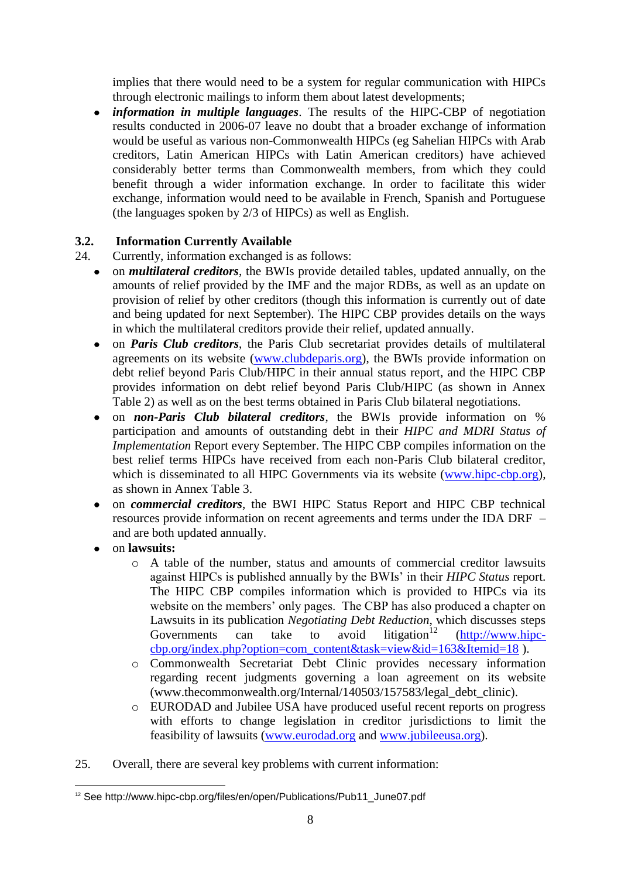implies that there would need to be a system for regular communication with HIPCs through electronic mailings to inform them about latest developments;

- ***information in multiple languages***. The results of the HIPC-CBP of negotiation results conducted in 2006-07 leave no doubt that a broader exchange of information would be useful as various non-Commonwealth HIPCs (eg Sahelian HIPCs with Arab creditors, Latin American HIPCs with Latin American creditors) have achieved considerably better terms than Commonwealth members, from which they could benefit through a wider information exchange. In order to facilitate this wider exchange, information would need to be available in French, Spanish and Portuguese (the languages spoken by 2/3 of HIPCs) as well as English.

### 3.2. Information Currently Available

24. Currently, information exchanged is as follows:

- on ***multilateral creditors***, the BWIs provide detailed tables, updated annually, on the amounts of relief provided by the IMF and the major RDBs, as well as an update on provision of relief by other creditors (though this information is currently out of date and being updated for next September). The HIPC CBP provides details on the ways in which the multilateral creditors provide their relief, updated annually.
- on ***Paris Club creditors***, the Paris Club secretariat provides details of multilateral agreements on its website (www.clubdeparis.org), the BWIs provide information on debt relief beyond Paris Club/HIPC in their annual status report, and the HIPC CBP provides information on debt relief beyond Paris Club/HIPC (as shown in Annex Table 2) as well as on the best terms obtained in Paris Club bilateral negotiations.
- on ***non-Paris Club bilateral creditors***, the BWIs provide information on % participation and amounts of outstanding debt in their *HIPC and MDRI Status of Implementation* Report every September. The HIPC CBP compiles information on the best relief terms HIPCs have received from each non-Paris Club bilateral creditor, which is disseminated to all HIPC Governments via its website (www.hipc-cbp.org), as shown in Annex Table 3.
- on ***commercial creditors***, the BWI HIPC Status Report and HIPC CBP technical resources provide information on recent agreements and terms under the IDA DRF – and are both updated annually.
- on **lawsuits:**
  - A table of the number, status and amounts of commercial creditor lawsuits against HIPCs is published annually by the BWIs' in their *HIPC Status* report. The HIPC CBP compiles information which is provided to HIPCs via its website on the members' only pages. The CBP has also produced a chapter on Lawsuits in its publication *Negotiating Debt Reduction*, which discusses steps Governments can take to avoid litigation[12] (http://www.hipc-cbp.org/index.php?option=com_content&task=view&id=163&Itemid=18 ).
  - Commonwealth Secretariat Debt Clinic provides necessary information regarding recent judgments governing a loan agreement on its website (www.thecommonwealth.org/Internal/140503/157583/legal_debt_clinic).
  - EURODAD and Jubilee USA have produced useful recent reports on progress with efforts to change legislation in creditor jurisdictions to limit the feasibility of lawsuits (www.eurodad.org and www.jubileeusa.org).

25. Overall, there are several key problems with current information:

---

[12] See http://www.hipc-cbp.org/files/en/open/Publications/Pub11_June07.pdf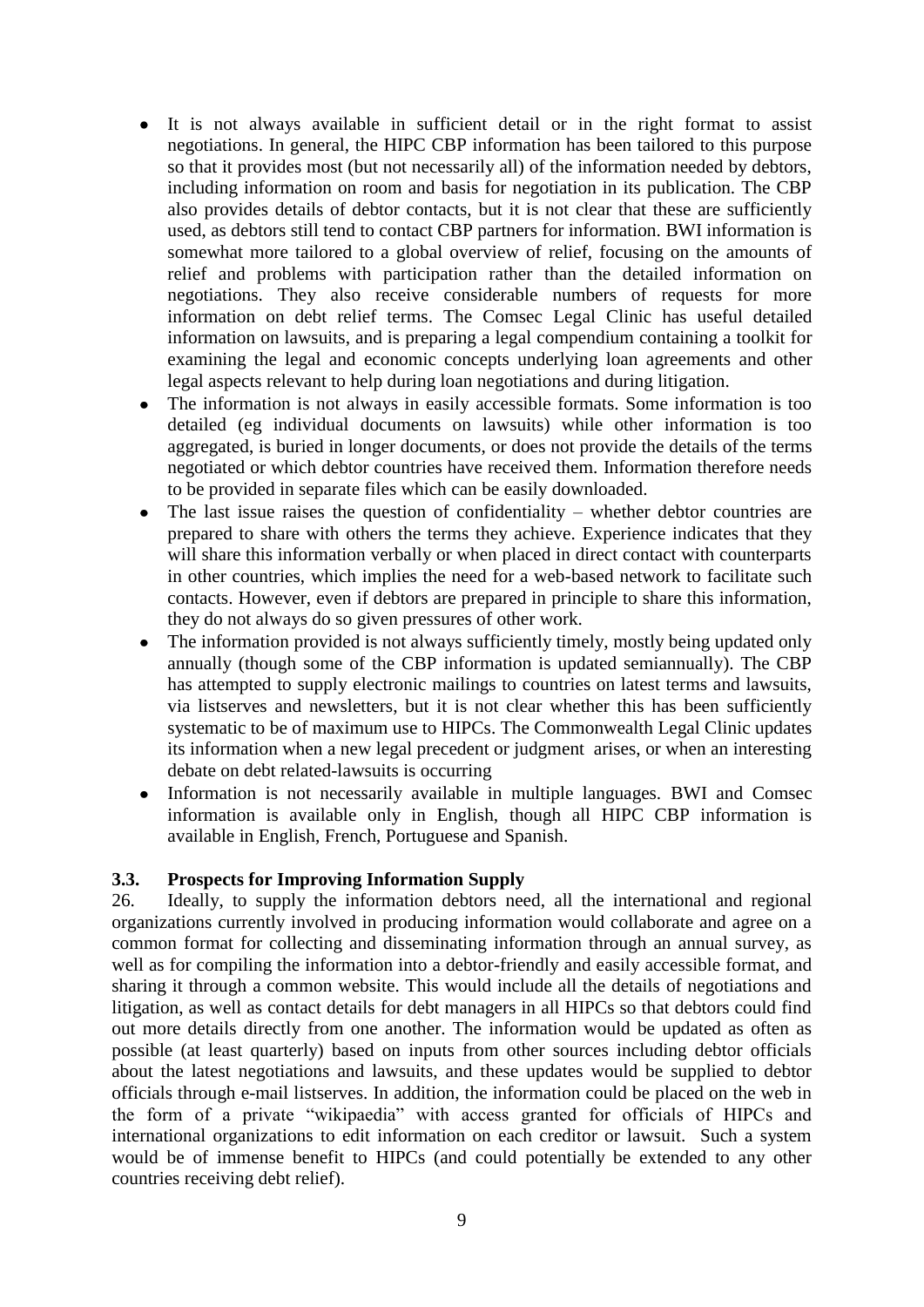- It is not always available in sufficient detail or in the right format to assist negotiations. In general, the HIPC CBP information has been tailored to this purpose so that it provides most (but not necessarily all) of the information needed by debtors, including information on room and basis for negotiation in its publication. The CBP also provides details of debtor contacts, but it is not clear that these are sufficiently used, as debtors still tend to contact CBP partners for information. BWI information is somewhat more tailored to a global overview of relief, focusing on the amounts of relief and problems with participation rather than the detailed information on negotiations. They also receive considerable numbers of requests for more information on debt relief terms. The Comsec Legal Clinic has useful detailed information on lawsuits, and is preparing a legal compendium containing a toolkit for examining the legal and economic concepts underlying loan agreements and other legal aspects relevant to help during loan negotiations and during litigation.
- The information is not always in easily accessible formats. Some information is too detailed (eg individual documents on lawsuits) while other information is too aggregated, is buried in longer documents, or does not provide the details of the terms negotiated or which debtor countries have received them. Information therefore needs to be provided in separate files which can be easily downloaded.
- The last issue raises the question of confidentiality – whether debtor countries are prepared to share with others the terms they achieve. Experience indicates that they will share this information verbally or when placed in direct contact with counterparts in other countries, which implies the need for a web-based network to facilitate such contacts. However, even if debtors are prepared in principle to share this information, they do not always do so given pressures of other work.
- The information provided is not always sufficiently timely, mostly being updated only annually (though some of the CBP information is updated semiannually). The CBP has attempted to supply electronic mailings to countries on latest terms and lawsuits, via listserves and newsletters, but it is not clear whether this has been sufficiently systematic to be of maximum use to HIPCs. The Commonwealth Legal Clinic updates its information when a new legal precedent or judgment arises, or when an interesting debate on debt related-lawsuits is occurring
- Information is not necessarily available in multiple languages. BWI and Comsec information is available only in English, though all HIPC CBP information is available in English, French, Portuguese and Spanish.

### 3.3. Prospects for Improving Information Supply

26. Ideally, to supply the information debtors need, all the international and regional organizations currently involved in producing information would collaborate and agree on a common format for collecting and disseminating information through an annual survey, as well as for compiling the information into a debtor-friendly and easily accessible format, and sharing it through a common website. This would include all the details of negotiations and litigation, as well as contact details for debt managers in all HIPCs so that debtors could find out more details directly from one another. The information would be updated as often as possible (at least quarterly) based on inputs from other sources including debtor officials about the latest negotiations and lawsuits, and these updates would be supplied to debtor officials through e-mail listserves. In addition, the information could be placed on the web in the form of a private "wikipaedia" with access granted for officials of HIPCs and international organizations to edit information on each creditor or lawsuit. Such a system would be of immense benefit to HIPCs (and could potentially be extended to any other countries receiving debt relief).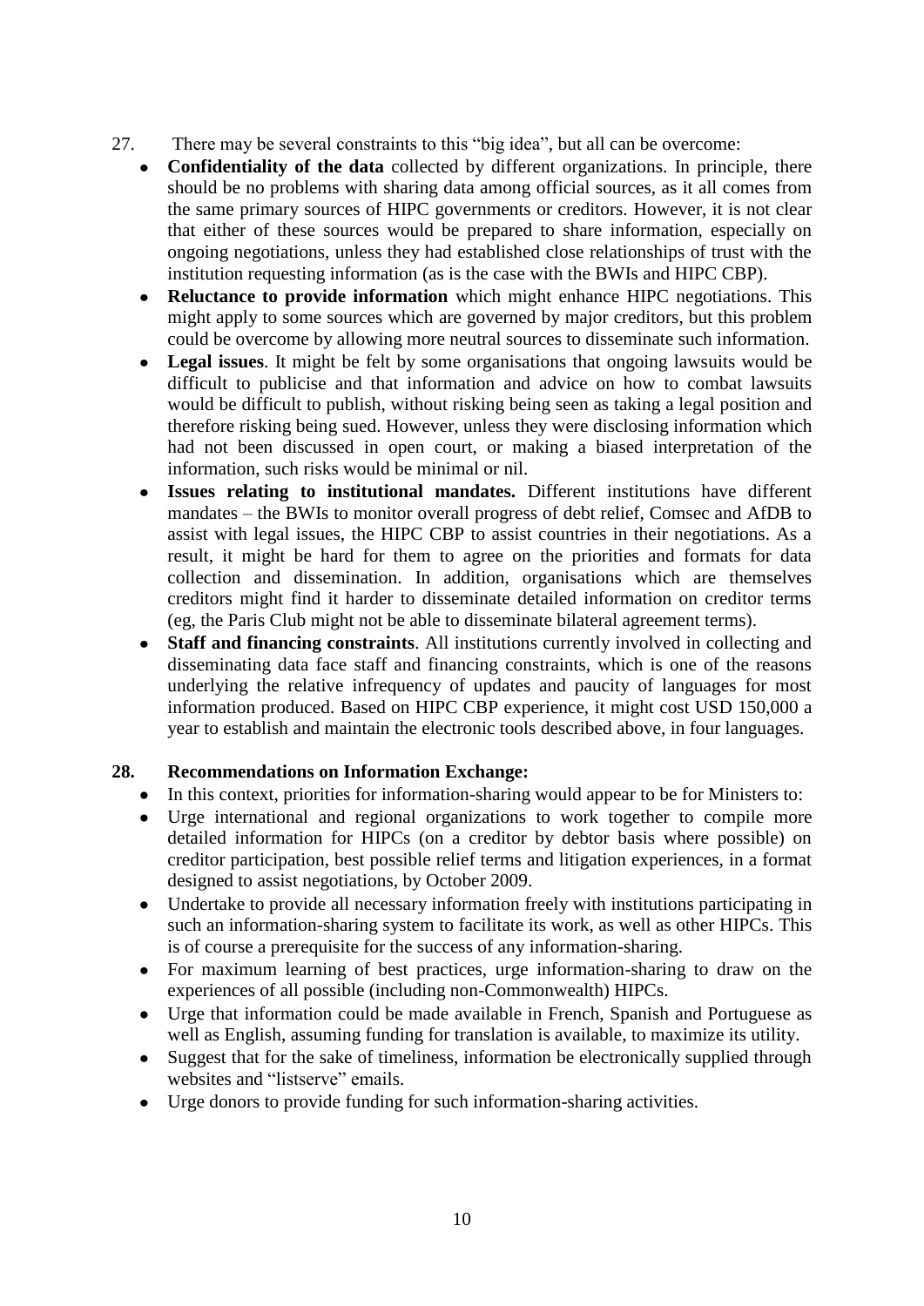27. There may be several constraints to this "big idea", but all can be overcome:

- **Confidentiality of the data** collected by different organizations. In principle, there should be no problems with sharing data among official sources, as it all comes from the same primary sources of HIPC governments or creditors. However, it is not clear that either of these sources would be prepared to share information, especially on ongoing negotiations, unless they had established close relationships of trust with the institution requesting information (as is the case with the BWIs and HIPC CBP).
- **Reluctance to provide information** which might enhance HIPC negotiations. This might apply to some sources which are governed by major creditors, but this problem could be overcome by allowing more neutral sources to disseminate such information.
- **Legal issues**. It might be felt by some organisations that ongoing lawsuits would be difficult to publicise and that information and advice on how to combat lawsuits would be difficult to publish, without risking being seen as taking a legal position and therefore risking being sued. However, unless they were disclosing information which had not been discussed in open court, or making a biased interpretation of the information, such risks would be minimal or nil.
- **Issues relating to institutional mandates.** Different institutions have different mandates – the BWIs to monitor overall progress of debt relief, Comsec and AfDB to assist with legal issues, the HIPC CBP to assist countries in their negotiations. As a result, it might be hard for them to agree on the priorities and formats for data collection and dissemination. In addition, organisations which are themselves creditors might find it harder to disseminate detailed information on creditor terms (eg, the Paris Club might not be able to disseminate bilateral agreement terms).
- **Staff and financing constraints**. All institutions currently involved in collecting and disseminating data face staff and financing constraints, which is one of the reasons underlying the relative infrequency of updates and paucity of languages for most information produced. Based on HIPC CBP experience, it might cost USD 150,000 a year to establish and maintain the electronic tools described above, in four languages.

**28. Recommendations on Information Exchange:**

- In this context, priorities for information-sharing would appear to be for Ministers to:
- Urge international and regional organizations to work together to compile more detailed information for HIPCs (on a creditor by debtor basis where possible) on creditor participation, best possible relief terms and litigation experiences, in a format designed to assist negotiations, by October 2009.
- Undertake to provide all necessary information freely with institutions participating in such an information-sharing system to facilitate its work, as well as other HIPCs. This is of course a prerequisite for the success of any information-sharing.
- For maximum learning of best practices, urge information-sharing to draw on the experiences of all possible (including non-Commonwealth) HIPCs.
- Urge that information could be made available in French, Spanish and Portuguese as well as English, assuming funding for translation is available, to maximize its utility.
- Suggest that for the sake of timeliness, information be electronically supplied through websites and "listserve" emails.
- Urge donors to provide funding for such information-sharing activities.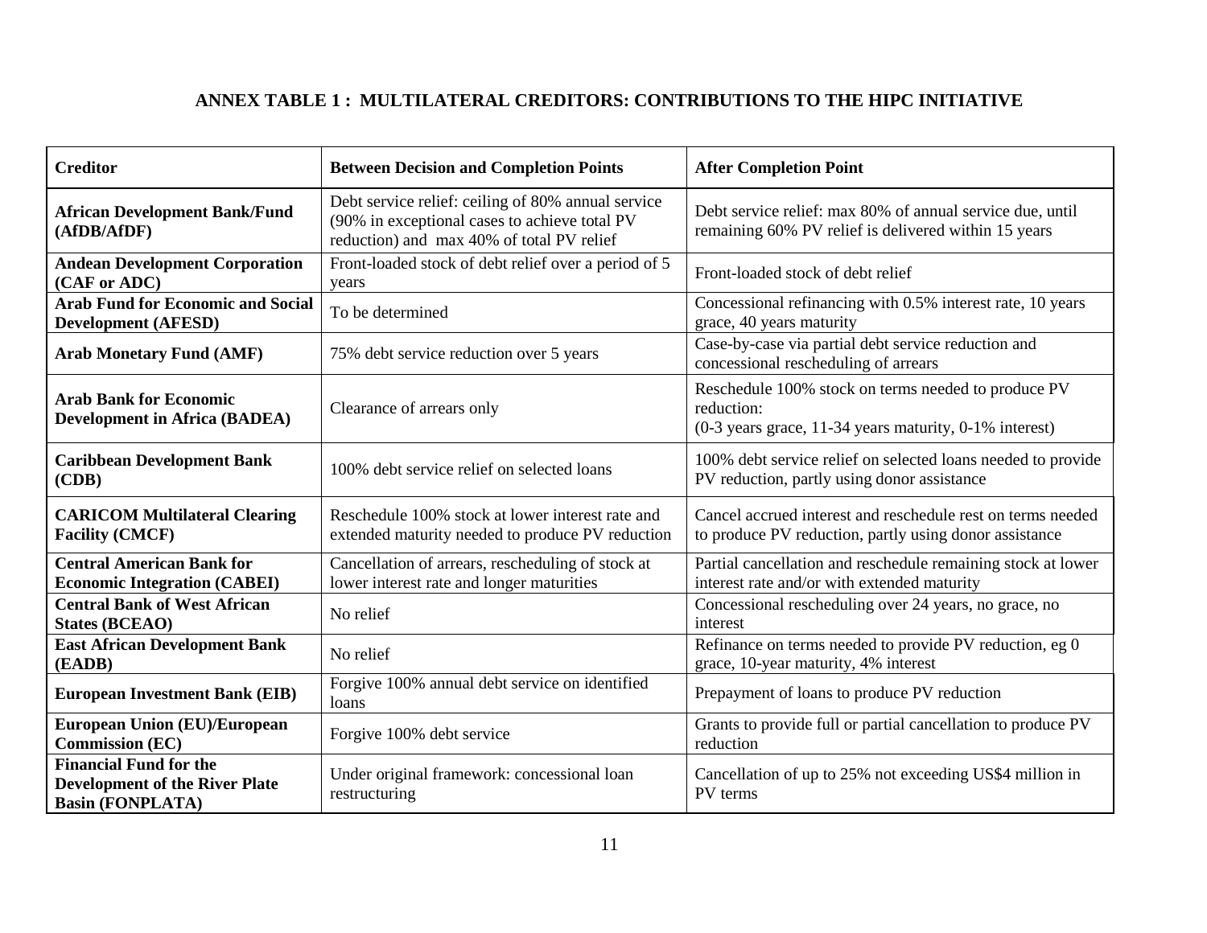## ANNEX TABLE 1 : MULTILATERAL CREDITORS: CONTRIBUTIONS TO THE HIPC INITIATIVE

| Creditor | Between Decision and Completion Points | After Completion Point |
| --- | --- | --- |
| **African Development Bank/Fund (AfDB/AfDF)** | Debt service relief: ceiling of 80% annual service (90% in exceptional cases to achieve total PV reduction) and max 40% of total PV relief | Debt service relief: max 80% of annual service due, until remaining 60% PV relief is delivered within 15 years |
| **Andean Development Corporation (CAF or ADC)** | Front-loaded stock of debt relief over a period of 5 years | Front-loaded stock of debt relief |
| **Arab Fund for Economic and Social Development (AFESD)** | To be determined | Concessional refinancing with 0.5% interest rate, 10 years grace, 40 years maturity |
| **Arab Monetary Fund (AMF)** | 75% debt service reduction over 5 years | Case-by-case via partial debt service reduction and concessional rescheduling of arrears |
| **Arab Bank for Economic Development in Africa (BADEA)** | Clearance of arrears only | Reschedule 100% stock on terms needed to produce PV reduction: (0-3 years grace, 11-34 years maturity, 0-1% interest) |
| **Caribbean Development Bank (CDB)** | 100% debt service relief on selected loans | 100% debt service relief on selected loans needed to provide PV reduction, partly using donor assistance |
| **CARICOM Multilateral Clearing Facility (CMCF)** | Reschedule 100% stock at lower interest rate and extended maturity needed to produce PV reduction | Cancel accrued interest and reschedule rest on terms needed to produce PV reduction, partly using donor assistance |
| **Central American Bank for Economic Integration (CABEI)** | Cancellation of arrears, rescheduling of stock at lower interest rate and longer maturities | Partial cancellation and reschedule remaining stock at lower interest rate and/or with extended maturity |
| **Central Bank of West African States (BCEAO)** | No relief | Concessional rescheduling over 24 years, no grace, no interest |
| **East African Development Bank (EADB)** | No relief | Refinance on terms needed to provide PV reduction, eg 0 grace, 10-year maturity, 4% interest |
| **European Investment Bank (EIB)** | Forgive 100% annual debt service on identified loans | Prepayment of loans to produce PV reduction |
| **European Union (EU)/European Commission (EC)** | Forgive 100% debt service | Grants to provide full or partial cancellation to produce PV reduction |
| **Financial Fund for the Development of the River Plate Basin (FONPLATA)** | Under original framework: concessional loan restructuring | Cancellation of up to 25% not exceeding US$4 million in PV terms |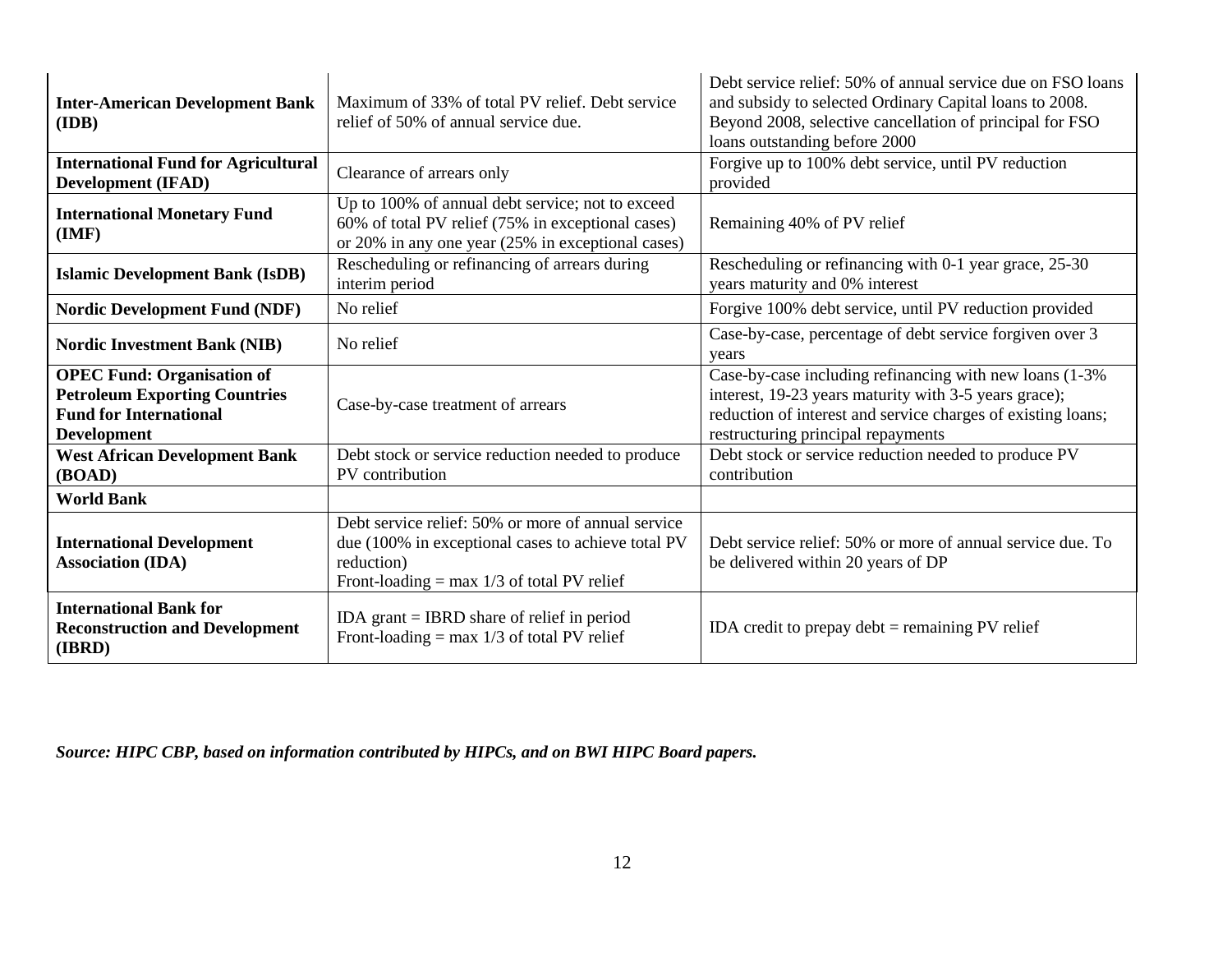| | | |
|---|---|---|
| **Inter-American Development Bank (IDB)** | Maximum of 33% of total PV relief. Debt service relief of 50% of annual service due. | Debt service relief: 50% of annual service due on FSO loans and subsidy to selected Ordinary Capital loans to 2008. Beyond 2008, selective cancellation of principal for FSO loans outstanding before 2000 |
| **International Fund for Agricultural Development (IFAD)** | Clearance of arrears only | Forgive up to 100% debt service, until PV reduction provided |
| **International Monetary Fund (IMF)** | Up to 100% of annual debt service; not to exceed 60% of total PV relief (75% in exceptional cases) or 20% in any one year (25% in exceptional cases) | Remaining 40% of PV relief |
| **Islamic Development Bank (IsDB)** | Rescheduling or refinancing of arrears during interim period | Rescheduling or refinancing with 0-1 year grace, 25-30 years maturity and 0% interest |
| **Nordic Development Fund (NDF)** | No relief | Forgive 100% debt service, until PV reduction provided |
| **Nordic Investment Bank (NIB)** | No relief | Case-by-case, percentage of debt service forgiven over 3 years |
| **OPEC Fund: Organisation of Petroleum Exporting Countries Fund for International Development** | Case-by-case treatment of arrears | Case-by-case including refinancing with new loans (1-3% interest, 19-23 years maturity with 3-5 years grace); reduction of interest and service charges of existing loans; restructuring principal repayments |
| **West African Development Bank (BOAD)** | Debt stock or service reduction needed to produce PV contribution | Debt stock or service reduction needed to produce PV contribution |
| **World Bank** | | |
| **International Development Association (IDA)** | Debt service relief: 50% or more of annual service due (100% in exceptional cases to achieve total PV reduction)<br>Front-loading = max 1/3 of total PV relief | Debt service relief: 50% or more of annual service due. To be delivered within 20 years of DP |
| **International Bank for Reconstruction and Development (IBRD)** | IDA grant = IBRD share of relief in period<br>Front-loading = max 1/3 of total PV relief | IDA credit to prepay debt = remaining PV relief |

***Source: HIPC CBP, based on information contributed by HIPCs, and on BWI HIPC Board papers.***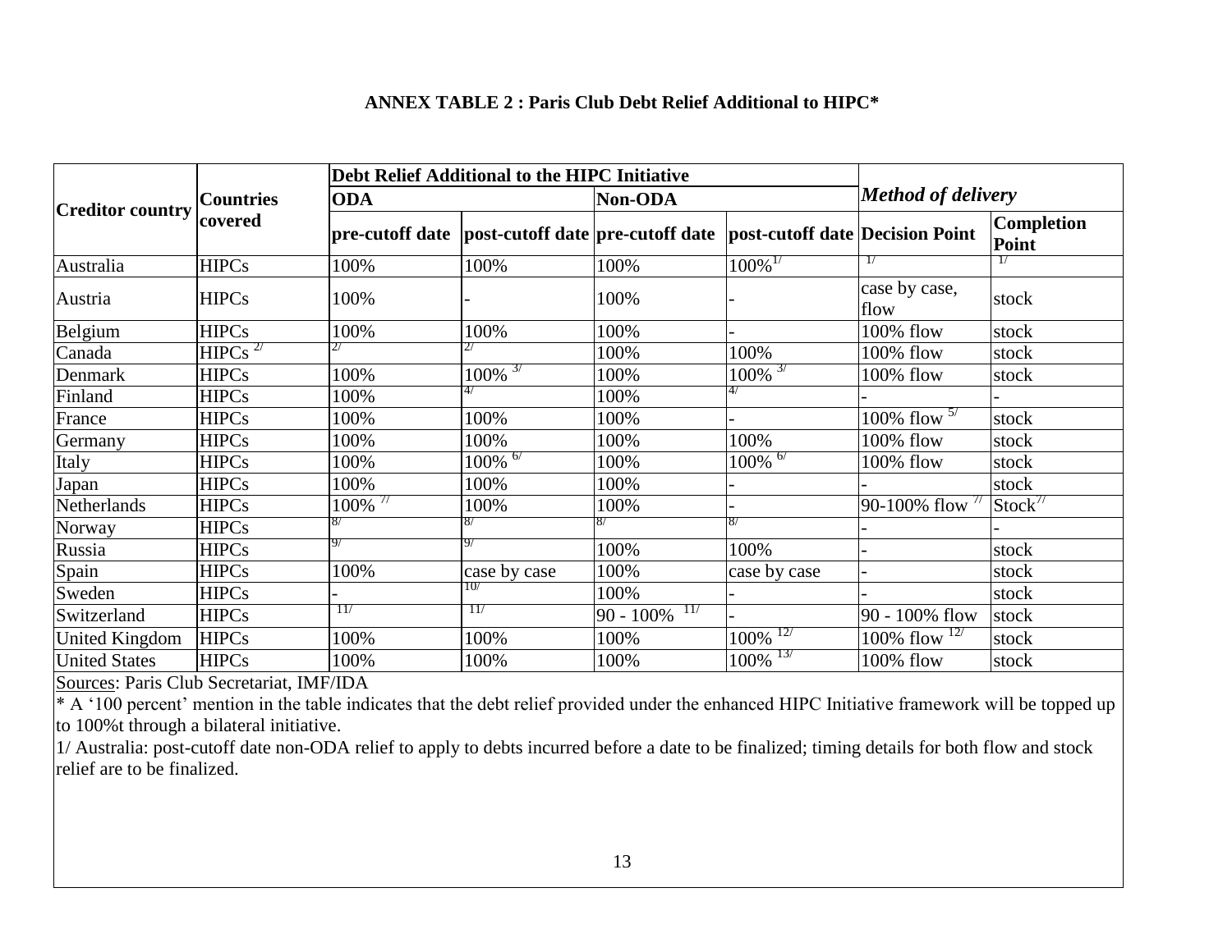**ANNEX TABLE 2 : Paris Club Debt Relief Additional to HIPC***

| Creditor country | Countries covered | Debt Relief Additional to the HIPC Initiative | | | | *Method of delivery* | |
|---|---|---|---|---|---|---|---|
| | | ODA | | Non-ODA | | | |
| | | pre-cutoff date | post-cutoff date | pre-cutoff date | post-cutoff date | Decision Point | Completion Point |
| Australia | HIPCs | 100% | 100% | 100% | 100% 1/ | 1/ | 1/ |
| Austria | HIPCs | 100% | - | 100% | - | case by case, flow | stock |
| Belgium | HIPCs | 100% | 100% | 100% | - | 100% flow | stock |
| Canada | HIPCs 2/ | 2/ | 2/ | 100% | 100% | 100% flow | stock |
| Denmark | HIPCs | 100% | 100% 3/ | 100% | 100% 3/ | 100% flow | stock |
| Finland | HIPCs | 100% | 4/ | 100% | 4/ | - | - |
| France | HIPCs | 100% | 100% | 100% | - | 100% flow 5/ | stock |
| Germany | HIPCs | 100% | 100% | 100% | 100% | 100% flow | stock |
| Italy | HIPCs | 100% | 100% 6/ | 100% | 100% 6/ | 100% flow | stock |
| Japan | HIPCs | 100% | 100% | 100% | - | - | stock |
| Netherlands | HIPCs | 100% 7/ | 100% | 100% | - | 90-100% flow 7/ | Stock 7/ |
| Norway | HIPCs | 8/ | 8/ | 8/ | 8/ | - | - |
| Russia | HIPCs | 9/ | 9/ | 100% | 100% | - | stock |
| Spain | HIPCs | 100% | case by case | 100% | case by case | - | stock |
| Sweden | HIPCs | - | 10/ | 100% | - | - | stock |
| Switzerland | HIPCs | 11/ | 11/ | 90 - 100% 11/ | - | 90 - 100% flow | stock |
| United Kingdom | HIPCs | 100% | 100% | 100% | 100% 12/ | 100% flow 12/ | stock |
| United States | HIPCs | 100% | 100% | 100% | 100% 13/ | 100% flow | stock |

Sources: Paris Club Secretariat, IMF/IDA

* A '100 percent' mention in the table indicates that the debt relief provided under the enhanced HIPC Initiative framework will be topped up to 100%t through a bilateral initiative.

1/ Australia: post-cutoff date non-ODA relief to apply to debts incurred before a date to be finalized; timing details for both flow and stock relief are to be finalized.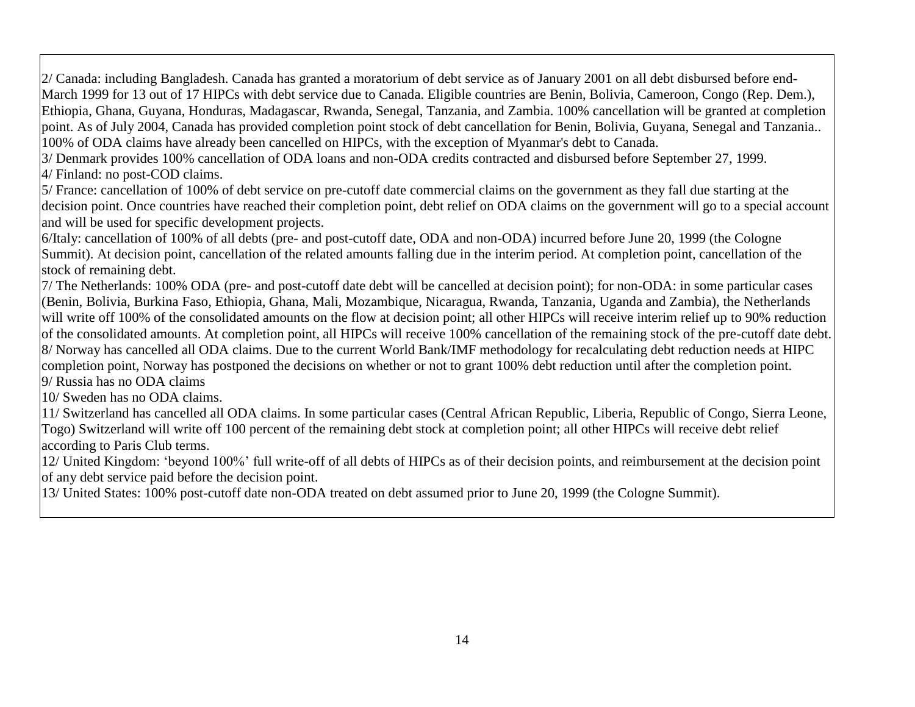2/ Canada: including Bangladesh. Canada has granted a moratorium of debt service as of January 2001 on all debt disbursed before end-March 1999 for 13 out of 17 HIPCs with debt service due to Canada. Eligible countries are Benin, Bolivia, Cameroon, Congo (Rep. Dem.), Ethiopia, Ghana, Guyana, Honduras, Madagascar, Rwanda, Senegal, Tanzania, and Zambia. 100% cancellation will be granted at completion point. As of July 2004, Canada has provided completion point stock of debt cancellation for Benin, Bolivia, Guyana, Senegal and Tanzania.. 100% of ODA claims have already been cancelled on HIPCs, with the exception of Myanmar's debt to Canada.

3/ Denmark provides 100% cancellation of ODA loans and non-ODA credits contracted and disbursed before September 27, 1999.

4/ Finland: no post-COD claims.

5/ France: cancellation of 100% of debt service on pre-cutoff date commercial claims on the government as they fall due starting at the decision point. Once countries have reached their completion point, debt relief on ODA claims on the government will go to a special account and will be used for specific development projects.

6/Italy: cancellation of 100% of all debts (pre- and post-cutoff date, ODA and non-ODA) incurred before June 20, 1999 (the Cologne Summit). At decision point, cancellation of the related amounts falling due in the interim period. At completion point, cancellation of the stock of remaining debt.

7/ The Netherlands: 100% ODA (pre- and post-cutoff date debt will be cancelled at decision point); for non-ODA: in some particular cases (Benin, Bolivia, Burkina Faso, Ethiopia, Ghana, Mali, Mozambique, Nicaragua, Rwanda, Tanzania, Uganda and Zambia), the Netherlands will write off 100% of the consolidated amounts on the flow at decision point; all other HIPCs will receive interim relief up to 90% reduction of the consolidated amounts. At completion point, all HIPCs will receive 100% cancellation of the remaining stock of the pre-cutoff date debt.

8/ Norway has cancelled all ODA claims. Due to the current World Bank/IMF methodology for recalculating debt reduction needs at HIPC completion point, Norway has postponed the decisions on whether or not to grant 100% debt reduction until after the completion point.

9/ Russia has no ODA claims

10/ Sweden has no ODA claims.

11/ Switzerland has cancelled all ODA claims. In some particular cases (Central African Republic, Liberia, Republic of Congo, Sierra Leone, Togo) Switzerland will write off 100 percent of the remaining debt stock at completion point; all other HIPCs will receive debt relief according to Paris Club terms.

12/ United Kingdom: 'beyond 100%' full write-off of all debts of HIPCs as of their decision points, and reimbursement at the decision point of any debt service paid before the decision point.

13/ United States: 100% post-cutoff date non-ODA treated on debt assumed prior to June 20, 1999 (the Cologne Summit).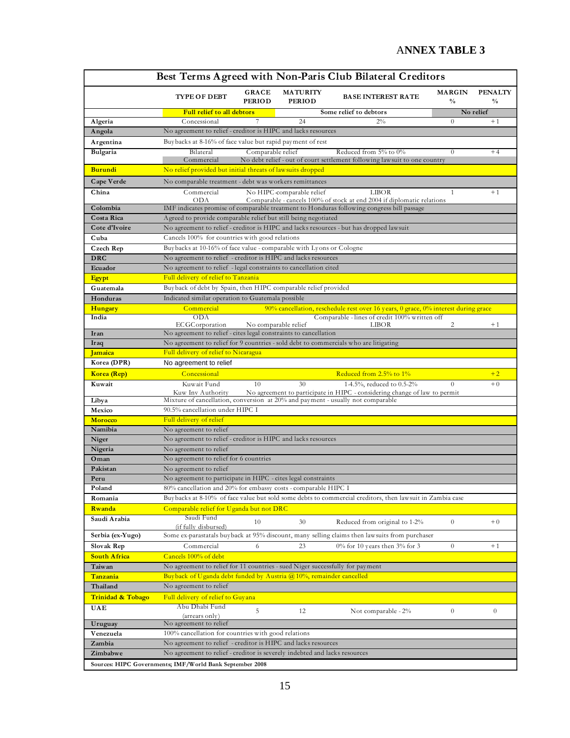# ANNEX TABLE 3

| Best Terms Agreed with Non-Paris Club Bilateral Creditors | | | | | | |
|---|---|---|---|---|---|---|
| | TYPE OF DEBT | GRACE PERIOD | MATURITY PERIOD | BASE INTEREST RATE | MARGIN % | PENALTY % |
| | Full relief to all debtors | | Some relief to debtors | | No relief | |
| Algeria | Concessional | 7 | 24 | 2% | 0 | +1 |
| Angola | No agreement to relief - creditor is HIPC and lacks resources | | | | | |
| Argentina | Buybacks at 8-16% of face value but rapid payment of rest | | | | | |
| Bulgaria | Bilateral | Comparable relief | | Reduced from 5% to 0% | 0 | +4 |
| | Commercial | No debt relief - out of court settlement following lawsuit to one country | | | | |
| Burundi | No relief provided but initial threats of lawsuits dropped | | | | | |
| Cape Verde | No comparable treatment - debt was workers remittances | | | | | |
| China | Commercial | No HIPC-comparable relief | | LIBOR | 1 | +1 |
| | ODA | Comparable - cancels 100% of stock at end 2004 if diplomatic relations | | | | |
| Colombia | IMF indicates promise of comparable treatment to Honduras following congress bill passage | | | | | |
| Costa Rica | Agreed to provide comparable relief but still being negotiated | | | | | |
| Cote d'Ivoire | No agreement to relief - creditor is HIPC and lacks resources - but has dropped lawsuit | | | | | |
| Cuba | Cancels 100% for countries with good relations | | | | | |
| Czech Rep | Buybacks at 10-16% of face value - comparable with Lyons or Cologne | | | | | |
| DRC | No agreement to relief - creditor is HIPC and lacks resources | | | | | |
| Ecuador | No agreement to relief - legal constraints to cancellation cited | | | | | |
| Egypt | Full delivery of relief to Tanzania | | | | | |
| Guatemala | Buyback of debt by Spain, then HIPC comparable relief provided | | | | | |
| Honduras | Indicated similar operation to Guatemala possible | | | | | |
| Hungary | Commercial | 90% cancellation, reschedule rest over 16 years, 0 grace, 0% interest during grace | | | | |
| India | ODA | | | Comparable - lines of credit 100% written off | | |
| | ECGCorporation | No comparable relief | | LIBOR | 2 | +1 |
| Iran | No agreement to relief - cites legal constraints to cancellation | | | | | |
| Iraq | No agreement to relief for 9 countries - sold debt to commercials who are litigating | | | | | |
| Jamaica | Full delivery of relief to Nicaragua | | | | | |
| Korea (DPR) | No agreement to relief | | | | | |
| Korea (Rep) | Concessional | | | Reduced from 2.5% to 1% | | +2 |
| Kuwait | Kuwait Fund | 10 | 30 | 1-4.5%, reduced to 0.5-2% | 0 | +0 |
| | Kuw Inv Authority | No agreement to participate in HIPC - considering change of law to permit | | | | |
| Libya | Mixture of cancellation, conversion at 20% and payment - usually not comparable | | | | | |
| Mexico | 90.5% cancellation under HIPC I | | | | | |
| Morocco | Full delivery of relief | | | | | |
| Namibia | No agreement to relief | | | | | |
| Niger | No agreement to relief - creditor is HIPC and lacks resources | | | | | |
| Nigeria | No agreement to relief | | | | | |
| Oman | No agreement to relief for 6 countries | | | | | |
| Pakistan | No agreement to relief | | | | | |
| Peru | No agreement to participate in HIPC - cites legal constraints | | | | | |
| Poland | 80% cancellation and 20% for embassy costs - comparable HIPC I | | | | | |
| Romania | Buybacks at 8-10% of face value but sold some debts to commercial creditors, then lawsuit in Zambia case | | | | | |
| Rwanda | Comparable relief for Uganda but not DRC | | | | | |
| Saudi Arabia | Saudi Fund (if fully disbursed) | 10 | 30 | Reduced from original to 1-2% | 0 | +0 |
| Serbia (ex-Yugo) | Some ex-parastatals buyback at 95% discount, many selling claims then lawsuits from purchaser | | | | | |
| Slovak Rep | Commercial | 6 | 23 | 0% for 10 years then 3% for 3 | 0 | +1 |
| South Africa | Cancels 100% of debt | | | | | |
| Taiwan | No agreement to relief for 11 countries - sued Niger successfully for payment | | | | | |
| Tanzania | Buyback of Uganda debt funded by Austria @10%, remainder cancelled | | | | | |
| Thailand | No agreement to relief | | | | | |
| Trinidad & Tobago | Full delivery of relief to Guyana | | | | | |
| UAE | Abu Dhabi Fund (arrears only) | 5 | 12 | Not comparable - 2% | 0 | 0 |
| Uruguay | No agreement to relief | | | | | |
| Venezuela | 100% cancellation for countries with good relations | | | | | |
| Zambia | No agreement to relief - creditor is HIPC and lacks resources | | | | | |
| Zimbabwe | No agreement to relief - creditor is severely indebted and lacks resources | | | | | |

Sources: HIPC Governments; IMF/World Bank September 2008